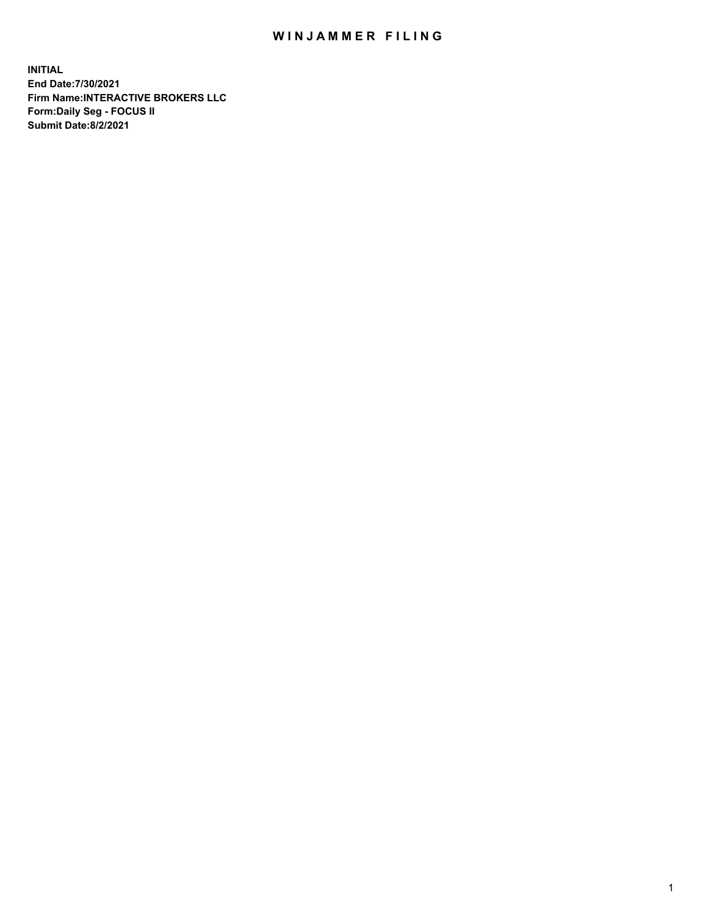# WINJAMMER FILING

**INITIAL**
**End Date:7/30/2021**
**Firm Name:INTERACTIVE BROKERS LLC**
**Form:Daily Seg - FOCUS II**
**Submit Date:8/2/2021**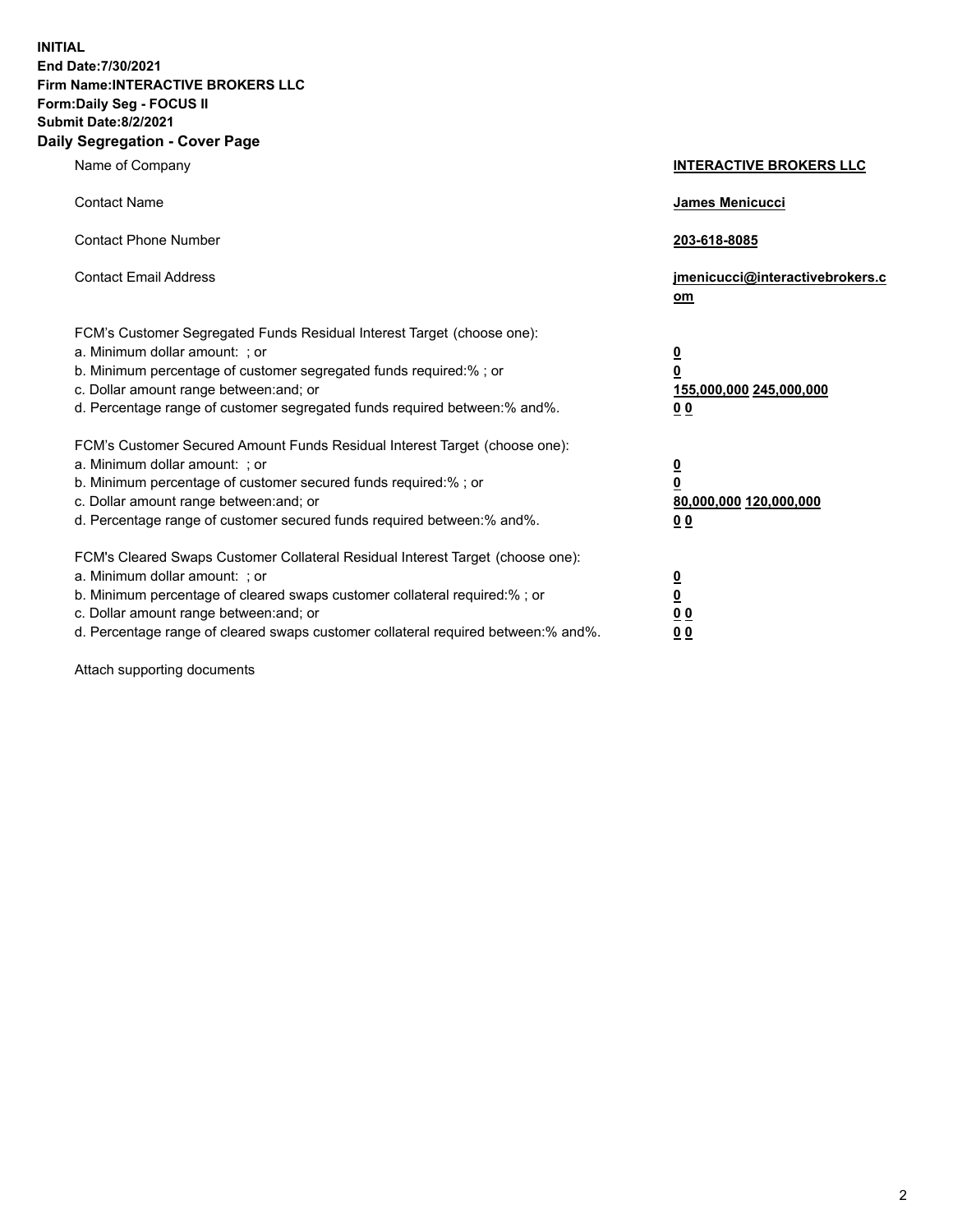**INITIAL**
**End Date:7/30/2021**
**Firm Name:INTERACTIVE BROKERS LLC**
**Form:Daily Seg - FOCUS II**
**Submit Date:8/2/2021**
**Daily Segregation - Cover Page**

| | |
|---|---|
| Name of Company | **INTERACTIVE BROKERS LLC** |
| Contact Name | **James Menicucci** |
| Contact Phone Number | **203-618-8085** |
| Contact Email Address | **jmenicucci@interactivebrokers.com** |
| FCM's Customer Segregated Funds Residual Interest Target (choose one): | |
| a. Minimum dollar amount: ; or | **0** |
| b. Minimum percentage of customer segregated funds required:% ; or | **0** |
| c. Dollar amount range between:and; or | **155,000,000 245,000,000** |
| d. Percentage range of customer segregated funds required between:% and%. | **0 0** |
| FCM's Customer Secured Amount Funds Residual Interest Target (choose one): | |
| a. Minimum dollar amount: ; or | **0** |
| b. Minimum percentage of customer secured funds required:% ; or | **0** |
| c. Dollar amount range between:and; or | **80,000,000 120,000,000** |
| d. Percentage range of customer secured funds required between:% and%. | **0 0** |
| FCM's Cleared Swaps Customer Collateral Residual Interest Target (choose one): | |
| a. Minimum dollar amount: ; or | **0** |
| b. Minimum percentage of cleared swaps customer collateral required:% ; or | **0** |
| c. Dollar amount range between:and; or | **0 0** |
| d. Percentage range of cleared swaps customer collateral required between:% and%. | **0 0** |

Attach supporting documents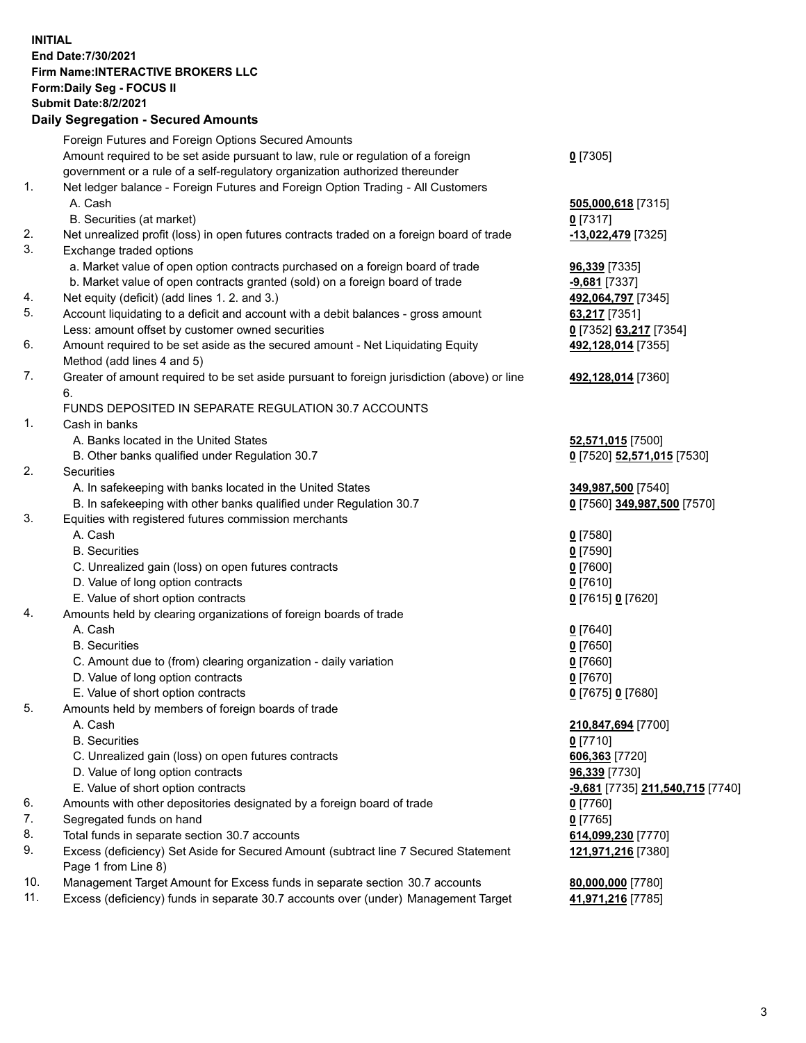**INITIAL**
**End Date:7/30/2021**
**Firm Name:INTERACTIVE BROKERS LLC**
**Form:Daily Seg - FOCUS II**
**Submit Date:8/2/2021**

## Daily Segregation - Secured Amounts

| | | |
|---|---|---|
| | Foreign Futures and Foreign Options Secured Amounts | |
| | Amount required to be set aside pursuant to law, rule or regulation of a foreign government or a rule of a self-regulatory organization authorized thereunder | **0** [7305] |
| 1. | Net ledger balance - Foreign Futures and Foreign Option Trading - All Customers | |
| | A. Cash | **505,000,618** [7315] |
| | B. Securities (at market) | **0** [7317] |
| 2. | Net unrealized profit (loss) in open futures contracts traded on a foreign board of trade | **-13,022,479** [7325] |
| 3. | Exchange traded options | |
| | a. Market value of open option contracts purchased on a foreign board of trade | **96,339** [7335] |
| | b. Market value of open contracts granted (sold) on a foreign board of trade | **-9,681** [7337] |
| 4. | Net equity (deficit) (add lines 1. 2. and 3.) | **492,064,797** [7345] |
| 5. | Account liquidating to a deficit and account with a debit balances - gross amount | **63,217** [7351] |
| | Less: amount offset by customer owned securities | **0** [7352] **63,217** [7354] |
| 6. | Amount required to be set aside as the secured amount - Net Liquidating Equity Method (add lines 4 and 5) | **492,128,014** [7355] |
| 7. | Greater of amount required to be set aside pursuant to foreign jurisdiction (above) or line 6. | **492,128,014** [7360] |
| | FUNDS DEPOSITED IN SEPARATE REGULATION 30.7 ACCOUNTS | |
| 1. | Cash in banks | |
| | A. Banks located in the United States | **52,571,015** [7500] |
| | B. Other banks qualified under Regulation 30.7 | **0** [7520] **52,571,015** [7530] |
| 2. | Securities | |
| | A. In safekeeping with banks located in the United States | **349,987,500** [7540] |
| | B. In safekeeping with other banks qualified under Regulation 30.7 | **0** [7560] **349,987,500** [7570] |
| 3. | Equities with registered futures commission merchants | |
| | A. Cash | **0** [7580] |
| | B. Securities | **0** [7590] |
| | C. Unrealized gain (loss) on open futures contracts | **0** [7600] |
| | D. Value of long option contracts | **0** [7610] |
| | E. Value of short option contracts | **0** [7615] **0** [7620] |
| 4. | Amounts held by clearing organizations of foreign boards of trade | |
| | A. Cash | **0** [7640] |
| | B. Securities | **0** [7650] |
| | C. Amount due to (from) clearing organization - daily variation | **0** [7660] |
| | D. Value of long option contracts | **0** [7670] |
| | E. Value of short option contracts | **0** [7675] **0** [7680] |
| 5. | Amounts held by members of foreign boards of trade | |
| | A. Cash | **210,847,694** [7700] |
| | B. Securities | **0** [7710] |
| | C. Unrealized gain (loss) on open futures contracts | **606,363** [7720] |
| | D. Value of long option contracts | **96,339** [7730] |
| | E. Value of short option contracts | **-9,681** [7735] **211,540,715** [7740] |
| 6. | Amounts with other depositories designated by a foreign board of trade | **0** [7760] |
| 7. | Segregated funds on hand | **0** [7765] |
| 8. | Total funds in separate section 30.7 accounts | **614,099,230** [7770] |
| 9. | Excess (deficiency) Set Aside for Secured Amount (subtract line 7 Secured Statement Page 1 from Line 8) | **121,971,216** [7380] |
| 10. | Management Target Amount for Excess funds in separate section 30.7 accounts | **80,000,000** [7780] |
| 11. | Excess (deficiency) funds in separate 30.7 accounts over (under) Management Target | **41,971,216** [7785] |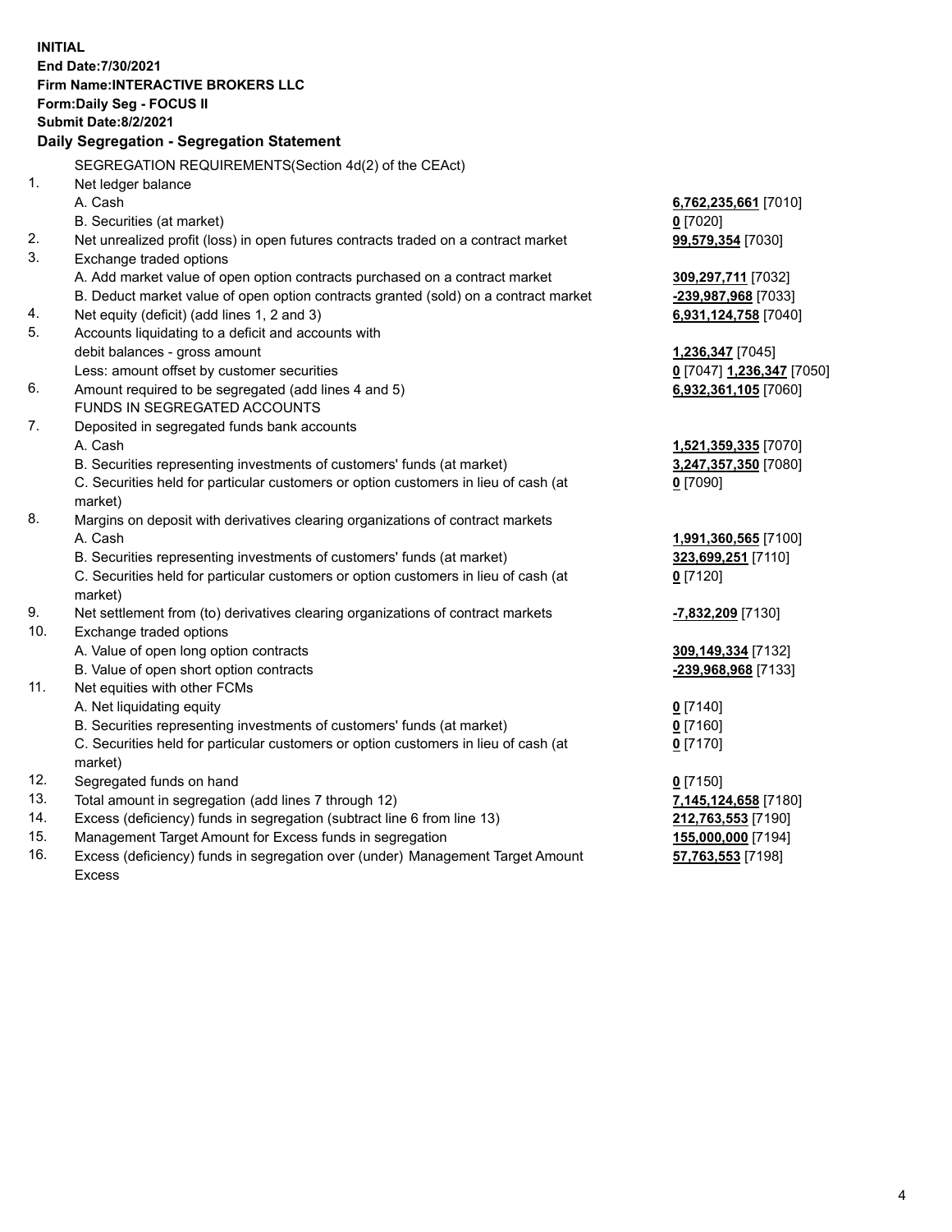**INITIAL**
**End Date:7/30/2021**
**Firm Name:INTERACTIVE BROKERS LLC**
**Form:Daily Seg - FOCUS II**
**Submit Date:8/2/2021**
**Daily Segregation - Segregation Statement**

| | SEGREGATION REQUIREMENTS(Section 4d(2) of the CEAct) | |
|---|---|---|
| 1. | Net ledger balance | |
| | A. Cash | **6,762,235,661** [7010] |
| | B. Securities (at market) | **0** [7020] |
| 2. | Net unrealized profit (loss) in open futures contracts traded on a contract market | **99,579,354** [7030] |
| 3. | Exchange traded options | |
| | A. Add market value of open option contracts purchased on a contract market | **309,297,711** [7032] |
| | B. Deduct market value of open option contracts granted (sold) on a contract market | **-239,987,968** [7033] |
| 4. | Net equity (deficit) (add lines 1, 2 and 3) | **6,931,124,758** [7040] |
| 5. | Accounts liquidating to a deficit and accounts with debit balances - gross amount | **1,236,347** [7045] |
| | Less: amount offset by customer securities | **0** [7047] **1,236,347** [7050] |
| 6. | Amount required to be segregated (add lines 4 and 5) | **6,932,361,105** [7060] |
| | FUNDS IN SEGREGATED ACCOUNTS | |
| 7. | Deposited in segregated funds bank accounts | |
| | A. Cash | **1,521,359,335** [7070] |
| | B. Securities representing investments of customers' funds (at market) | **3,247,357,350** [7080] |
| | C. Securities held for particular customers or option customers in lieu of cash (at market) | **0** [7090] |
| 8. | Margins on deposit with derivatives clearing organizations of contract markets | |
| | A. Cash | **1,991,360,565** [7100] |
| | B. Securities representing investments of customers' funds (at market) | **323,699,251** [7110] |
| | C. Securities held for particular customers or option customers in lieu of cash (at market) | **0** [7120] |
| 9. | Net settlement from (to) derivatives clearing organizations of contract markets | **-7,832,209** [7130] |
| 10. | Exchange traded options | |
| | A. Value of open long option contracts | **309,149,334** [7132] |
| | B. Value of open short option contracts | **-239,968,968** [7133] |
| 11. | Net equities with other FCMs | |
| | A. Net liquidating equity | **0** [7140] |
| | B. Securities representing investments of customers' funds (at market) | **0** [7160] |
| | C. Securities held for particular customers or option customers in lieu of cash (at market) | **0** [7170] |
| 12. | Segregated funds on hand | **0** [7150] |
| 13. | Total amount in segregation (add lines 7 through 12) | **7,145,124,658** [7180] |
| 14. | Excess (deficiency) funds in segregation (subtract line 6 from line 13) | **212,763,553** [7190] |
| 15. | Management Target Amount for Excess funds in segregation | **155,000,000** [7194] |
| 16. | Excess (deficiency) funds in segregation over (under) Management Target Amount Excess | **57,763,553** [7198] |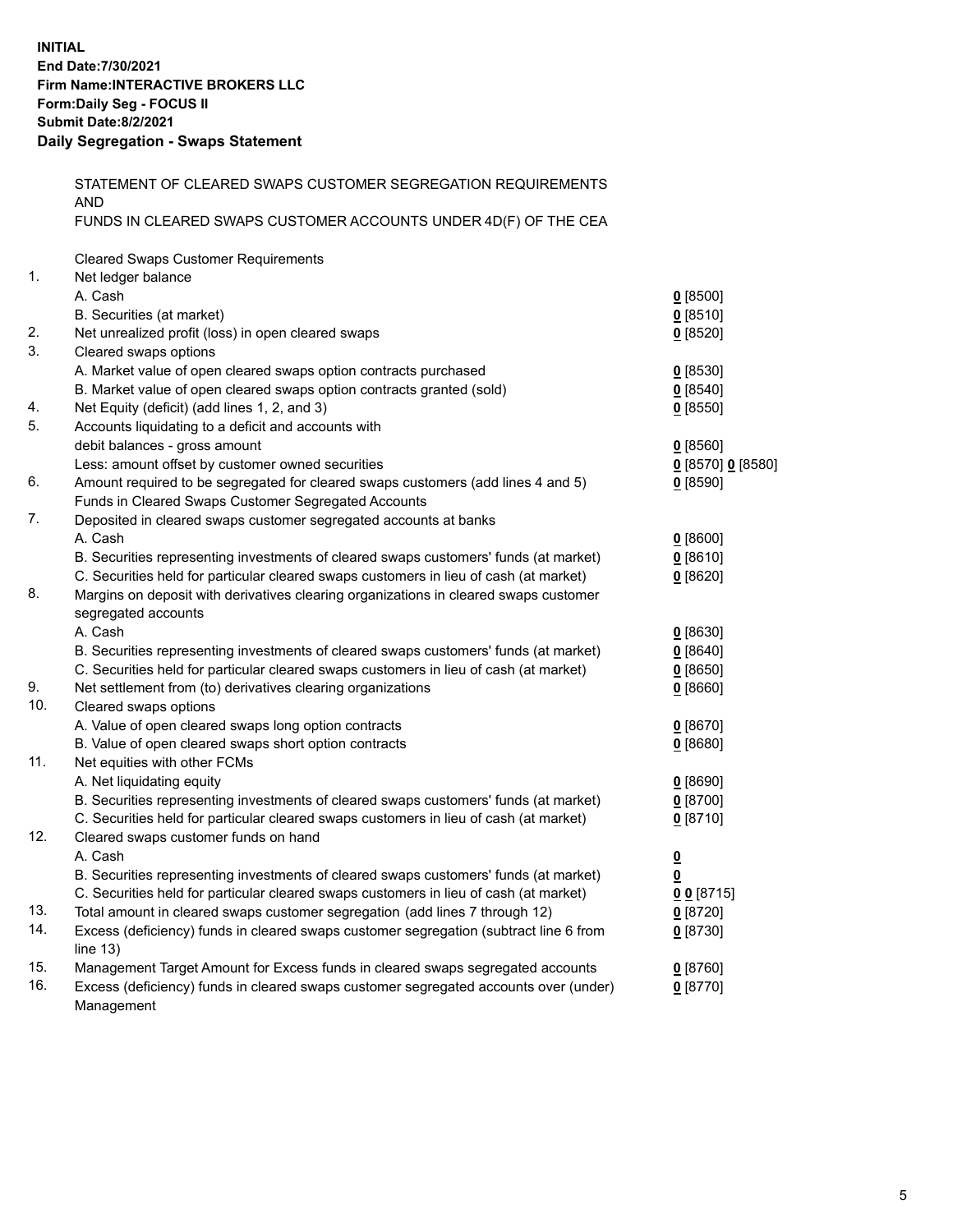**INITIAL**
**End Date:7/30/2021**
**Firm Name:INTERACTIVE BROKERS LLC**
**Form:Daily Seg - FOCUS II**
**Submit Date:8/2/2021**
**Daily Segregation - Swaps Statement**

STATEMENT OF CLEARED SWAPS CUSTOMER SEGREGATION REQUIREMENTS AND FUNDS IN CLEARED SWAPS CUSTOMER ACCOUNTS UNDER 4D(F) OF THE CEA

| | | |
|---|---|---|
| | Cleared Swaps Customer Requirements | |
| 1. | Net ledger balance | |
| | A. Cash | 0 [8500] |
| | B. Securities (at market) | 0 [8510] |
| 2. | Net unrealized profit (loss) in open cleared swaps | 0 [8520] |
| 3. | Cleared swaps options | |
| | A. Market value of open cleared swaps option contracts purchased | 0 [8530] |
| | B. Market value of open cleared swaps option contracts granted (sold) | 0 [8540] |
| 4. | Net Equity (deficit) (add lines 1, 2, and 3) | 0 [8550] |
| 5. | Accounts liquidating to a deficit and accounts with debit balances - gross amount | 0 [8560] |
| | Less: amount offset by customer owned securities | 0 [8570] 0 [8580] |
| 6. | Amount required to be segregated for cleared swaps customers (add lines 4 and 5) | 0 [8590] |
| | Funds in Cleared Swaps Customer Segregated Accounts | |
| 7. | Deposited in cleared swaps customer segregated accounts at banks | |
| | A. Cash | 0 [8600] |
| | B. Securities representing investments of cleared swaps customers' funds (at market) | 0 [8610] |
| | C. Securities held for particular cleared swaps customers in lieu of cash (at market) | 0 [8620] |
| 8. | Margins on deposit with derivatives clearing organizations in cleared swaps customer segregated accounts | |
| | A. Cash | 0 [8630] |
| | B. Securities representing investments of cleared swaps customers' funds (at market) | 0 [8640] |
| | C. Securities held for particular cleared swaps customers in lieu of cash (at market) | 0 [8650] |
| 9. | Net settlement from (to) derivatives clearing organizations | 0 [8660] |
| 10. | Cleared swaps options | |
| | A. Value of open cleared swaps long option contracts | 0 [8670] |
| | B. Value of open cleared swaps short option contracts | 0 [8680] |
| 11. | Net equities with other FCMs | |
| | A. Net liquidating equity | 0 [8690] |
| | B. Securities representing investments of cleared swaps customers' funds (at market) | 0 [8700] |
| | C. Securities held for particular cleared swaps customers in lieu of cash (at market) | 0 [8710] |
| 12. | Cleared swaps customer funds on hand | |
| | A. Cash | 0 |
| | B. Securities representing investments of cleared swaps customers' funds (at market) | 0 |
| | C. Securities held for particular cleared swaps customers in lieu of cash (at market) | 0 0 [8715] |
| 13. | Total amount in cleared swaps customer segregation (add lines 7 through 12) | 0 [8720] |
| 14. | Excess (deficiency) funds in cleared swaps customer segregation (subtract line 6 from line 13) | 0 [8730] |
| 15. | Management Target Amount for Excess funds in cleared swaps segregated accounts | 0 [8760] |
| 16. | Excess (deficiency) funds in cleared swaps customer segregated accounts over (under) Management | 0 [8770] |